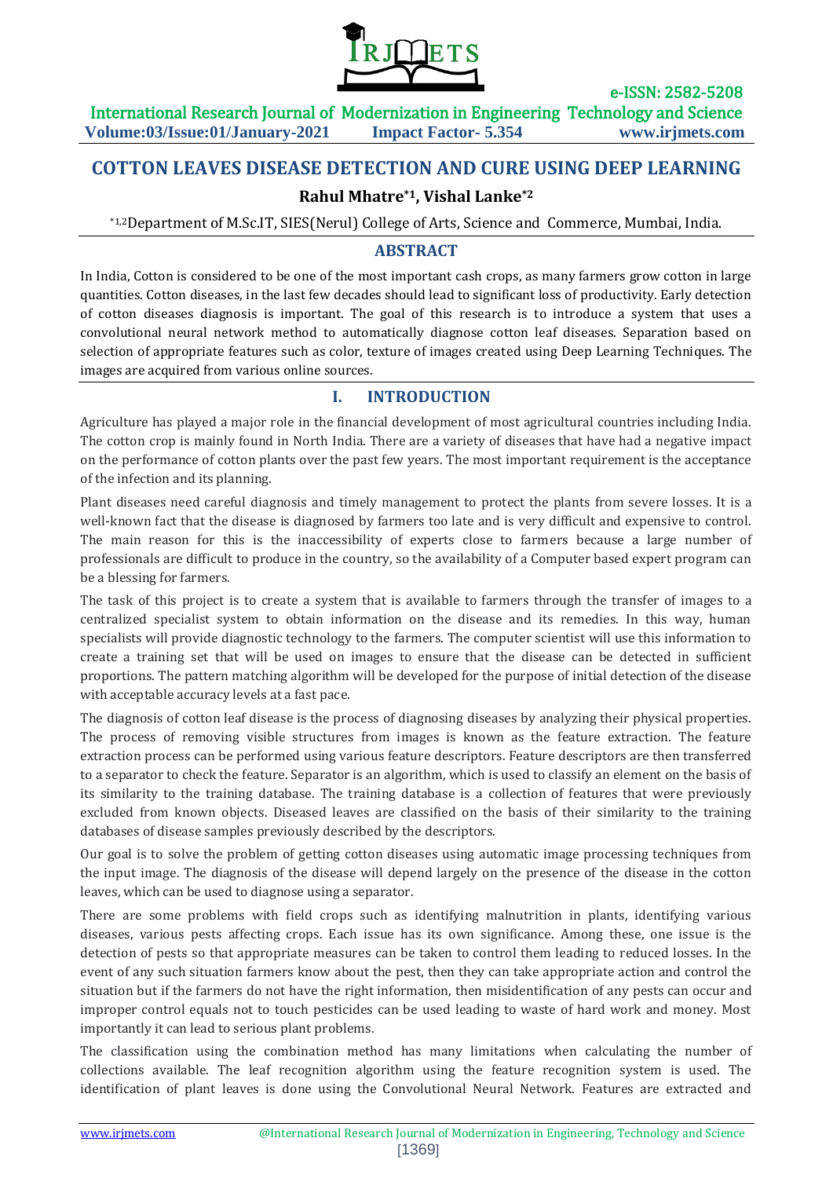# COTTON LEAVES DISEASE DETECTION AND CURE USING DEEP LEARNING

**Rahul Mhatre[*1], Vishal Lanke[*2]**

[*1,2]Department of M.Sc.IT, SIES(Nerul) College of Arts, Science and Commerce, Mumbai, India.

## ABSTRACT

In India, Cotton is considered to be one of the most important cash crops, as many farmers grow cotton in large quantities. Cotton diseases, in the last few decades should lead to significant loss of productivity. Early detection of cotton diseases diagnosis is important. The goal of this research is to introduce a system that uses a convolutional neural network method to automatically diagnose cotton leaf diseases. Separation based on selection of appropriate features such as color, texture of images created using Deep Learning Techniques. The images are acquired from various online sources.

## I. INTRODUCTION

Agriculture has played a major role in the financial development of most agricultural countries including India. The cotton crop is mainly found in North India. There are a variety of diseases that have had a negative impact on the performance of cotton plants over the past few years. The most important requirement is the acceptance of the infection and its planning.

Plant diseases need careful diagnosis and timely management to protect the plants from severe losses. It is a well-known fact that the disease is diagnosed by farmers too late and is very difficult and expensive to control. The main reason for this is the inaccessibility of experts close to farmers because a large number of professionals are difficult to produce in the country, so the availability of a Computer based expert program can be a blessing for farmers.

The task of this project is to create a system that is available to farmers through the transfer of images to a centralized specialist system to obtain information on the disease and its remedies. In this way, human specialists will provide diagnostic technology to the farmers. The computer scientist will use this information to create a training set that will be used on images to ensure that the disease can be detected in sufficient proportions. The pattern matching algorithm will be developed for the purpose of initial detection of the disease with acceptable accuracy levels at a fast pace.

The diagnosis of cotton leaf disease is the process of diagnosing diseases by analyzing their physical properties. The process of removing visible structures from images is known as the feature extraction. The feature extraction process can be performed using various feature descriptors. Feature descriptors are then transferred to a separator to check the feature. Separator is an algorithm, which is used to classify an element on the basis of its similarity to the training database. The training database is a collection of features that were previously excluded from known objects. Diseased leaves are classified on the basis of their similarity to the training databases of disease samples previously described by the descriptors.

Our goal is to solve the problem of getting cotton diseases using automatic image processing techniques from the input image. The diagnosis of the disease will depend largely on the presence of the disease in the cotton leaves, which can be used to diagnose using a separator.

There are some problems with field crops such as identifying malnutrition in plants, identifying various diseases, various pests affecting crops. Each issue has its own significance. Among these, one issue is the detection of pests so that appropriate measures can be taken to control them leading to reduced losses. In the event of any such situation farmers know about the pest, then they can take appropriate action and control the situation but if the farmers do not have the right information, then misidentification of any pests can occur and improper control equals not to touch pesticides can be used leading to waste of hard work and money. Most importantly it can lead to serious plant problems.

The classification using the combination method has many limitations when calculating the number of collections available. The leaf recognition algorithm using the feature recognition system is used. The identification of plant leaves is done using the Convolutional Neural Network. Features are extracted and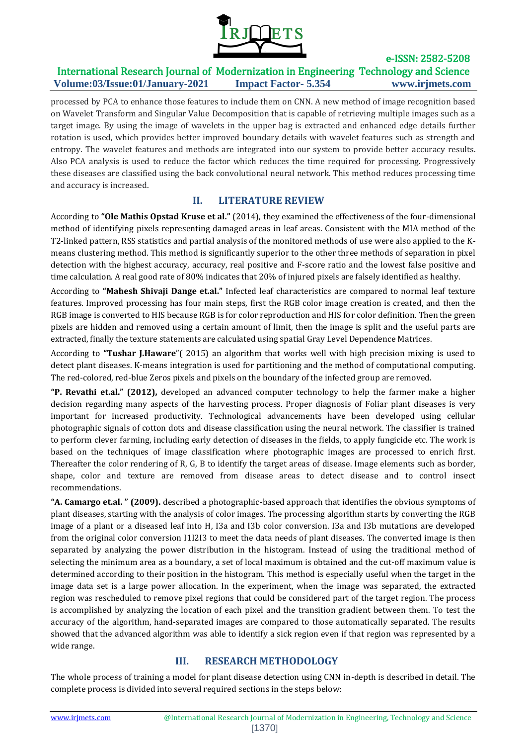processed by PCA to enhance those features to include them on CNN. A new method of image recognition based on Wavelet Transform and Singular Value Decomposition that is capable of retrieving multiple images such as a target image. By using the image of wavelets in the upper bag is extracted and enhanced edge details further rotation is used, which provides better improved boundary details with wavelet features such as strength and entropy. The wavelet features and methods are integrated into our system to provide better accuracy results. Also PCA analysis is used to reduce the factor which reduces the time required for processing. Progressively these diseases are classified using the back convolutional neural network. This method reduces processing time and accuracy is increased.

## II. LITERATURE REVIEW

According to **"Ole Mathis Opstad Kruse et al."** (2014), they examined the effectiveness of the four-dimensional method of identifying pixels representing damaged areas in leaf areas. Consistent with the MIA method of the T2-linked pattern, RSS statistics and partial analysis of the monitored methods of use were also applied to the K-means clustering method. This method is significantly superior to the other three methods of separation in pixel detection with the highest accuracy, accuracy, real positive and F-score ratio and the lowest false positive and time calculation. A real good rate of 80% indicates that 20% of injured pixels are falsely identified as healthy.

According to **"Mahesh Shivaji Dange et.al."** Infected leaf characteristics are compared to normal leaf texture features. Improved processing has four main steps, first the RGB color image creation is created, and then the RGB image is converted to HIS because RGB is for color reproduction and HIS for color definition. Then the green pixels are hidden and removed using a certain amount of limit, then the image is split and the useful parts are extracted, finally the texture statements are calculated using spatial Gray Level Dependence Matrices.

According to **"Tushar J.Haware**"( 2015) an algorithm that works well with high precision mixing is used to detect plant diseases. K-means integration is used for partitioning and the method of computational computing. The red-colored, red-blue Zeros pixels and pixels on the boundary of the infected group are removed.

**"P. Revathi et.al." (2012),** developed an advanced computer technology to help the farmer make a higher decision regarding many aspects of the harvesting process. Proper diagnosis of Foliar plant diseases is very important for increased productivity. Technological advancements have been developed using cellular photographic signals of cotton dots and disease classification using the neural network. The classifier is trained to perform clever farming, including early detection of diseases in the fields, to apply fungicide etc. The work is based on the techniques of image classification where photographic images are processed to enrich first. Thereafter the color rendering of R, G, B to identify the target areas of disease. Image elements such as border, shape, color and texture are removed from disease areas to detect disease and to control insect recommendations.

**"A. Camargo et.al. " (2009).** described a photographic-based approach that identifies the obvious symptoms of plant diseases, starting with the analysis of color images. The processing algorithm starts by converting the RGB image of a plant or a diseased leaf into H, I3a and I3b color conversion. I3a and I3b mutations are developed from the original color conversion I1I2I3 to meet the data needs of plant diseases. The converted image is then separated by analyzing the power distribution in the histogram. Instead of using the traditional method of selecting the minimum area as a boundary, a set of local maximum is obtained and the cut-off maximum value is determined according to their position in the histogram. This method is especially useful when the target in the image data set is a large power allocation. In the experiment, when the image was separated, the extracted region was rescheduled to remove pixel regions that could be considered part of the target region. The process is accomplished by analyzing the location of each pixel and the transition gradient between them. To test the accuracy of the algorithm, hand-separated images are compared to those automatically separated. The results showed that the advanced algorithm was able to identify a sick region even if that region was represented by a wide range.

## III. RESEARCH METHODOLOGY

The whole process of training a model for plant disease detection using CNN in-depth is described in detail. The complete process is divided into several required sections in the steps below: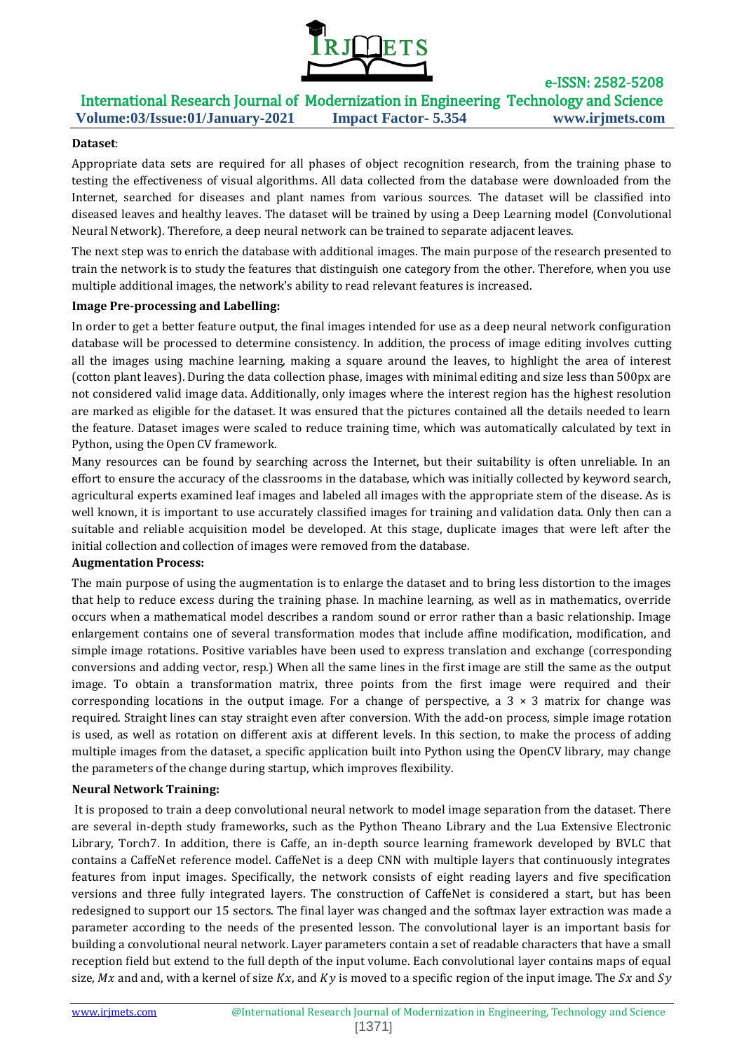**Dataset**:

Appropriate data sets are required for all phases of object recognition research, from the training phase to testing the effectiveness of visual algorithms. All data collected from the database were downloaded from the Internet, searched for diseases and plant names from various sources. The dataset will be classified into diseased leaves and healthy leaves. The dataset will be trained by using a Deep Learning model (Convolutional Neural Network). Therefore, a deep neural network can be trained to separate adjacent leaves.

The next step was to enrich the database with additional images. The main purpose of the research presented to train the network is to study the features that distinguish one category from the other. Therefore, when you use multiple additional images, the network's ability to read relevant features is increased.

**Image Pre-processing and Labelling:**

In order to get a better feature output, the final images intended for use as a deep neural network configuration database will be processed to determine consistency. In addition, the process of image editing involves cutting all the images using machine learning, making a square around the leaves, to highlight the area of interest (cotton plant leaves). During the data collection phase, images with minimal editing and size less than 500px are not considered valid image data. Additionally, only images where the interest region has the highest resolution are marked as eligible for the dataset. It was ensured that the pictures contained all the details needed to learn the feature. Dataset images were scaled to reduce training time, which was automatically calculated by text in Python, using the Open CV framework.

Many resources can be found by searching across the Internet, but their suitability is often unreliable. In an effort to ensure the accuracy of the classrooms in the database, which was initially collected by keyword search, agricultural experts examined leaf images and labeled all images with the appropriate stem of the disease. As is well known, it is important to use accurately classified images for training and validation data. Only then can a suitable and reliable acquisition model be developed. At this stage, duplicate images that were left after the initial collection and collection of images were removed from the database.

**Augmentation Process:**

The main purpose of using the augmentation is to enlarge the dataset and to bring less distortion to the images that help to reduce excess during the training phase. In machine learning, as well as in mathematics, override occurs when a mathematical model describes a random sound or error rather than a basic relationship. Image enlargement contains one of several transformation modes that include affine modification, modification, and simple image rotations. Positive variables have been used to express translation and exchange (corresponding conversions and adding vector, resp.) When all the same lines in the first image are still the same as the output image. To obtain a transformation matrix, three points from the first image were required and their corresponding locations in the output image. For a change of perspective, a $3 \times 3$ matrix for change was required. Straight lines can stay straight even after conversion. With the add-on process, simple image rotation is used, as well as rotation on different axis at different levels. In this section, to make the process of adding multiple images from the dataset, a specific application built into Python using the OpenCV library, may change the parameters of the change during startup, which improves flexibility.

**Neural Network Training:**

It is proposed to train a deep convolutional neural network to model image separation from the dataset. There are several in-depth study frameworks, such as the Python Theano Library and the Lua Extensive Electronic Library, Torch7. In addition, there is Caffe, an in-depth source learning framework developed by BVLC that contains a CaffeNet reference model. CaffeNet is a deep CNN with multiple layers that continuously integrates features from input images. Specifically, the network consists of eight reading layers and five specification versions and three fully integrated layers. The construction of CaffeNet is considered a start, but has been redesigned to support our 15 sectors. The final layer was changed and the softmax layer extraction was made a parameter according to the needs of the presented lesson. The convolutional layer is an important basis for building a convolutional neural network. Layer parameters contain a set of readable characters that have a small reception field but extend to the full depth of the input volume. Each convolutional layer contains maps of equal size, $Mx$ and and, with a kernel of size $Kx$, and $Ky$ is moved to a specific region of the input image. The $Sx$ and $Sy$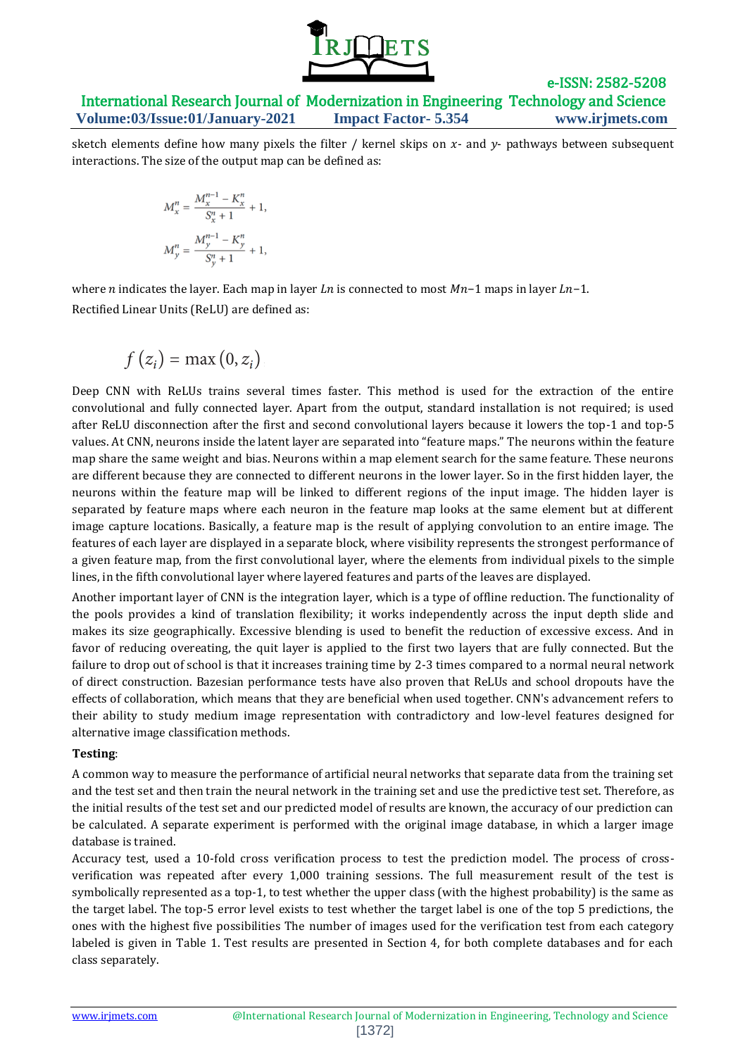sketch elements define how many pixels the filter / kernel skips on $x$- and $y$- pathways between subsequent interactions. The size of the output map can be defined as:

$$M_x^n = \frac{M_x^{n-1} - K_x^n}{S_x^n + 1} + 1,$$

$$M_y^n = \frac{M_y^{n-1} - K_y^n}{S_y^n + 1} + 1,$$

where $n$ indicates the layer. Each map in layer $Ln$ is connected to most $Mn-1$ maps in layer $Ln-1$.

Rectified Linear Units (ReLU) are defined as:

$$f(z_i) = \max(0, z_i)$$

Deep CNN with ReLUs trains several times faster. This method is used for the extraction of the entire convolutional and fully connected layer. Apart from the output, standard installation is not required; is used after ReLU disconnection after the first and second convolutional layers because it lowers the top-1 and top-5 values. At CNN, neurons inside the latent layer are separated into "feature maps." The neurons within the feature map share the same weight and bias. Neurons within a map element search for the same feature. These neurons are different because they are connected to different neurons in the lower layer. So in the first hidden layer, the neurons within the feature map will be linked to different regions of the input image. The hidden layer is separated by feature maps where each neuron in the feature map looks at the same element but at different image capture locations. Basically, a feature map is the result of applying convolution to an entire image. The features of each layer are displayed in a separate block, where visibility represents the strongest performance of a given feature map, from the first convolutional layer, where the elements from individual pixels to the simple lines, in the fifth convolutional layer where layered features and parts of the leaves are displayed.

Another important layer of CNN is the integration layer, which is a type of offline reduction. The functionality of the pools provides a kind of translation flexibility; it works independently across the input depth slide and makes its size geographically. Excessive blending is used to benefit the reduction of excessive excess. And in favor of reducing overeating, the quit layer is applied to the first two layers that are fully connected. But the failure to drop out of school is that it increases training time by 2-3 times compared to a normal neural network of direct construction. Bazesian performance tests have also proven that ReLUs and school dropouts have the effects of collaboration, which means that they are beneficial when used together. CNN's advancement refers to their ability to study medium image representation with contradictory and low-level features designed for alternative image classification methods.

**Testing**:

A common way to measure the performance of artificial neural networks that separate data from the training set and the test set and then train the neural network in the training set and use the predictive test set. Therefore, as the initial results of the test set and our predicted model of results are known, the accuracy of our prediction can be calculated. A separate experiment is performed with the original image database, in which a larger image database is trained.

Accuracy test, used a 10-fold cross verification process to test the prediction model. The process of cross-verification was repeated after every 1,000 training sessions. The full measurement result of the test is symbolically represented as a top-1, to test whether the upper class (with the highest probability) is the same as the target label. The top-5 error level exists to test whether the target label is one of the top 5 predictions, the ones with the highest five possibilities The number of images used for the verification test from each category labeled is given in Table 1. Test results are presented in Section 4, for both complete databases and for each class separately.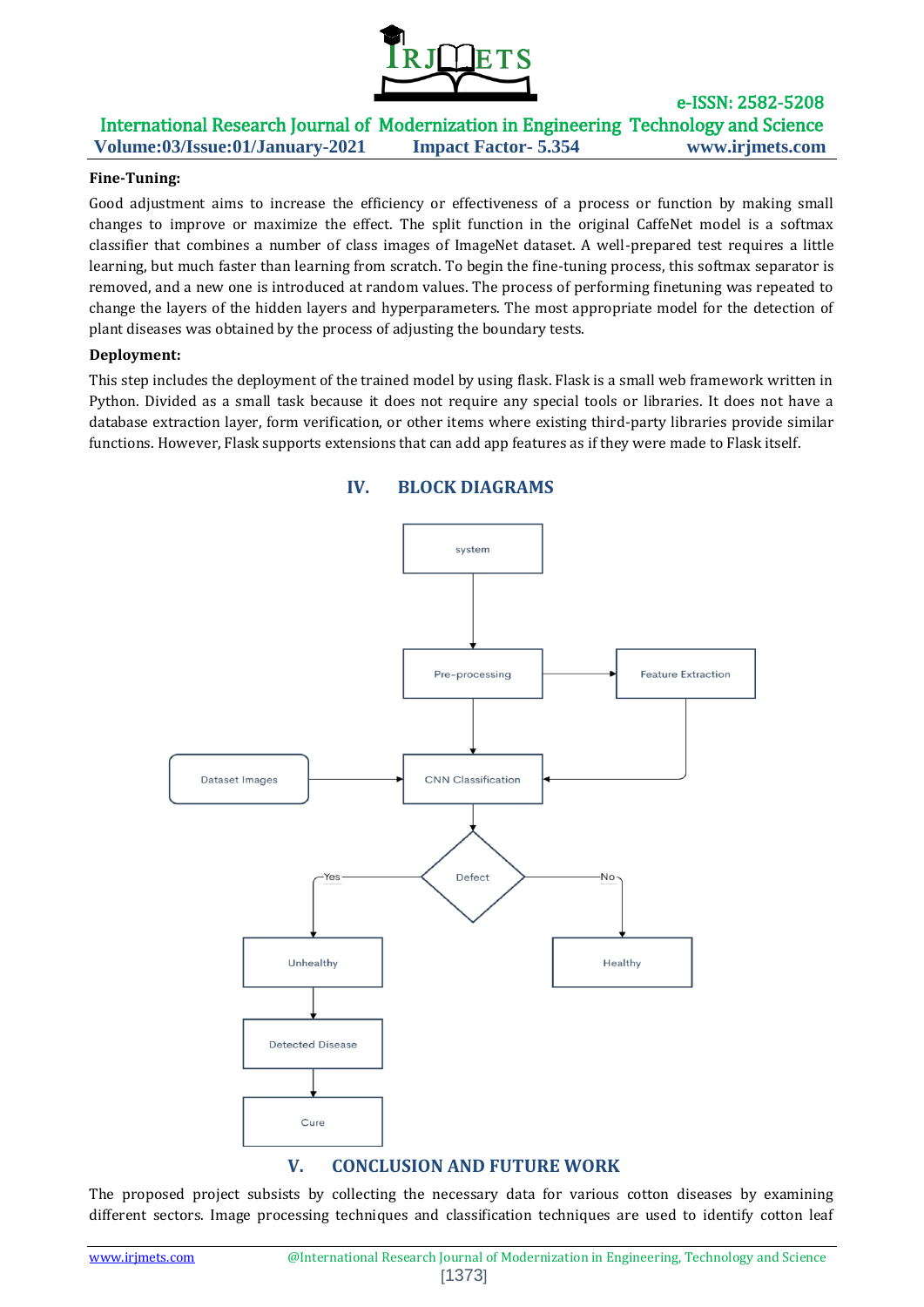**Fine-Tuning:**

Good adjustment aims to increase the efficiency or effectiveness of a process or function by making small changes to improve or maximize the effect. The split function in the original CaffeNet model is a softmax classifier that combines a number of class images of ImageNet dataset. A well-prepared test requires a little learning, but much faster than learning from scratch. To begin the fine-tuning process, this softmax separator is removed, and a new one is introduced at random values. The process of performing finetuning was repeated to change the layers of the hidden layers and hyperparameters. The most appropriate model for the detection of plant diseases was obtained by the process of adjusting the boundary tests.

**Deployment:**

This step includes the deployment of the trained model by using flask. Flask is a small web framework written in Python. Divided as a small task because it does not require any special tools or libraries. It does not have a database extraction layer, form verification, or other items where existing third-party libraries provide similar functions. However, Flask supports extensions that can add app features as if they were made to Flask itself.

## IV. BLOCK DIAGRAMS

system → Pre-processing → Feature Extraction

Pre-processing → CNN Classification

Dataset Images → CNN Classification

Feature Extraction → CNN Classification

CNN Classification → Defect

Defect — Yes → Unhealthy → Detected Disease → Cure

Defect — No → Healthy

## V. CONCLUSION AND FUTURE WORK

The proposed project subsists by collecting the necessary data for various cotton diseases by examining different sectors. Image processing techniques and classification techniques are used to identify cotton leaf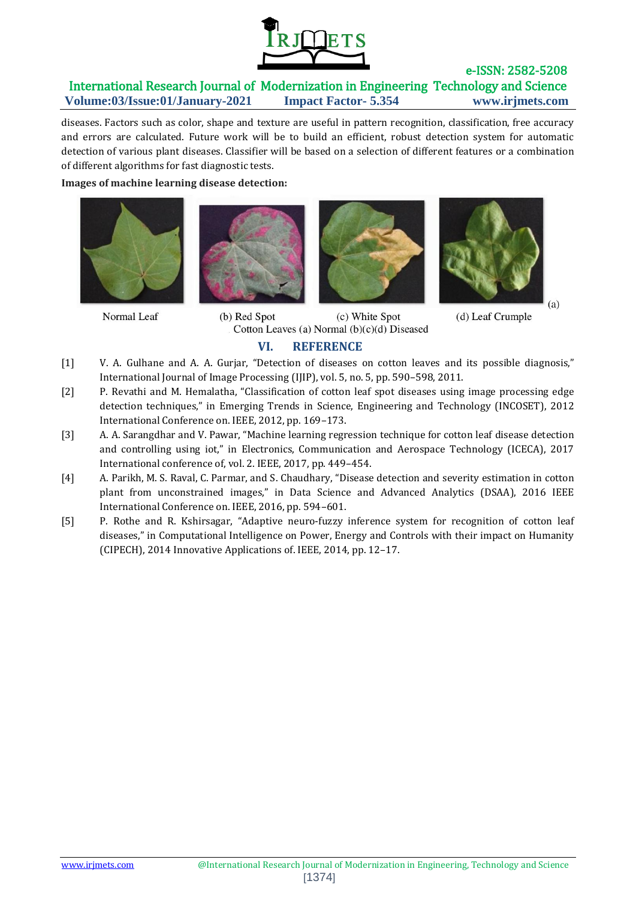diseases. Factors such as color, shape and texture are useful in pattern recognition, classification, free accuracy and errors are calculated. Future work will be to build an efficient, robust detection system for automatic detection of various plant diseases. Classifier will be based on a selection of different features or a combination of different algorithms for fast diagnostic tests.

**Images of machine learning disease detection:**

(a)

Normal Leaf (b) Red Spot (c) White Spot (d) Leaf Crumple

Cotton Leaves (a) Normal (b)(c)(d) Diseased

## VI. REFERENCE

[1] V. A. Gulhane and A. A. Gurjar, "Detection of diseases on cotton leaves and its possible diagnosis," International Journal of Image Processing (IJIP), vol. 5, no. 5, pp. 590–598, 2011.

[2] P. Revathi and M. Hemalatha, "Classification of cotton leaf spot diseases using image processing edge detection techniques," in Emerging Trends in Science, Engineering and Technology (INCOSET), 2012 International Conference on. IEEE, 2012, pp. 169–173.

[3] A. A. Sarangdhar and V. Pawar, "Machine learning regression technique for cotton leaf disease detection and controlling using iot," in Electronics, Communication and Aerospace Technology (ICECA), 2017 International conference of, vol. 2. IEEE, 2017, pp. 449–454.

[4] A. Parikh, M. S. Raval, C. Parmar, and S. Chaudhary, "Disease detection and severity estimation in cotton plant from unconstrained images," in Data Science and Advanced Analytics (DSAA), 2016 IEEE International Conference on. IEEE, 2016, pp. 594–601.

[5] P. Rothe and R. Kshirsagar, "Adaptive neuro-fuzzy inference system for recognition of cotton leaf diseases," in Computational Intelligence on Power, Energy and Controls with their impact on Humanity (CIPECH), 2014 Innovative Applications of. IEEE, 2014, pp. 12–17.